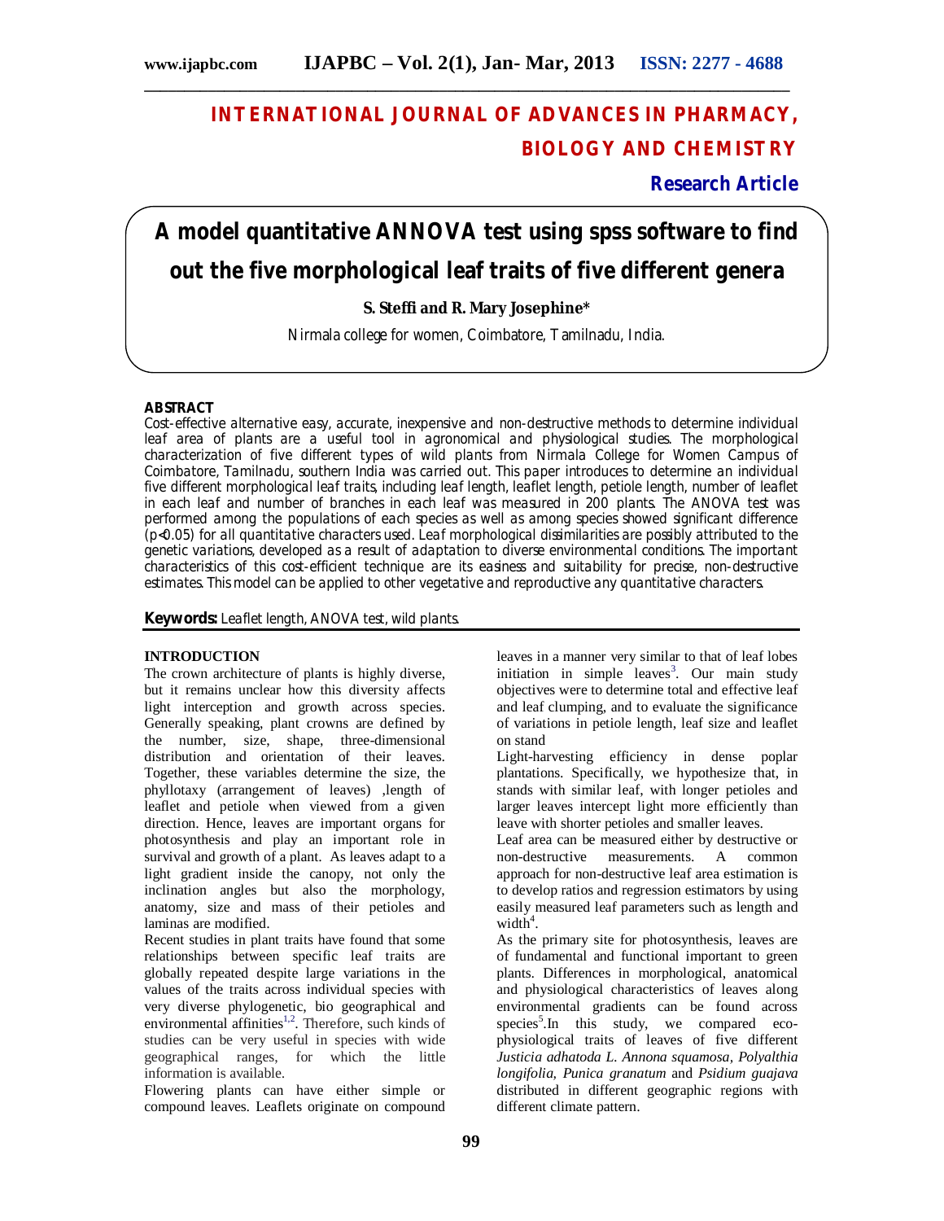# INTERNATIONAL JOURNAL OF ADVANCES IN PHARMACY, BIOLOGY AND CHEMISTRY

**Research Article**

# A model quantitative ANNOVA test using spss software to find out the five morphological leaf traits of five different genera

**S. Steffi and R. Mary Josephine***

Nirmala college for women, Coimbatore, Tamilnadu, India.

## ABSTRACT

Cost-effective alternative easy, accurate, inexpensive and non-destructive methods to determine individual leaf area of plants are a useful tool in agronomical and physiological studies. The morphological characterization of five different types of wild plants from Nirmala College for Women Campus of Coimbatore, Tamilnadu, southern India was carried out. This paper introduces to determine an individual five different morphological leaf traits, including leaf length, leaflet length, petiole length, number of leaflet in each leaf and number of branches in each leaf was measured in 200 plants. The ANOVA test was performed among the populations of each species as well as among species showed significant difference ($p<0.05$) for all quantitative characters used. Leaf morphological dissimilarities are possibly attributed to the genetic variations, developed as a result of adaptation to diverse environmental conditions. The important characteristics of this cost-efficient technique are its easiness and suitability for precise, non-destructive estimates. This model can be applied to other vegetative and reproductive any quantitative characters.

**Keywords:** Leaflet length, ANOVA test, wild plants.

## INTRODUCTION

The crown architecture of plants is highly diverse, but it remains unclear how this diversity affects light interception and growth across species. Generally speaking, plant crowns are defined by the number, size, shape, three-dimensional distribution and orientation of their leaves. Together, these variables determine the size, the phyllotaxy (arrangement of leaves) ,length of leaflet and petiole when viewed from a given direction. Hence, leaves are important organs for photosynthesis and play an important role in survival and growth of a plant. As leaves adapt to a light gradient inside the canopy, not only the inclination angles but also the morphology, anatomy, size and mass of their petioles and laminas are modified.

Recent studies in plant traits have found that some relationships between specific leaf traits are globally repeated despite large variations in the values of the traits across individual species with very diverse phylogenetic, bio geographical and environmental affinities[1,2]. Therefore, such kinds of studies can be very useful in species with wide geographical ranges, for which the little information is available.

Flowering plants can have either simple or compound leaves. Leaflets originate on compound leaves in a manner very similar to that of leaf lobes initiation in simple leaves[3]. Our main study objectives were to determine total and effective leaf and leaf clumping, and to evaluate the significance of variations in petiole length, leaf size and leaflet on stand

Light-harvesting efficiency in dense poplar plantations. Specifically, we hypothesize that, in stands with similar leaf, with longer petioles and larger leaves intercept light more efficiently than leave with shorter petioles and smaller leaves.

Leaf area can be measured either by destructive or non-destructive measurements. A common approach for non-destructive leaf area estimation is to develop ratios and regression estimators by using easily measured leaf parameters such as length and width[4].

As the primary site for photosynthesis, leaves are of fundamental and functional important to green plants. Differences in morphological, anatomical and physiological characteristics of leaves along environmental gradients can be found across species[5].In this study, we compared eco-physiological traits of leaves of five different *Justicia adhatoda L. Annona squamosa, Polyalthia longifolia, Punica granatum* and *Psidium guajava* distributed in different geographic regions with different climate pattern.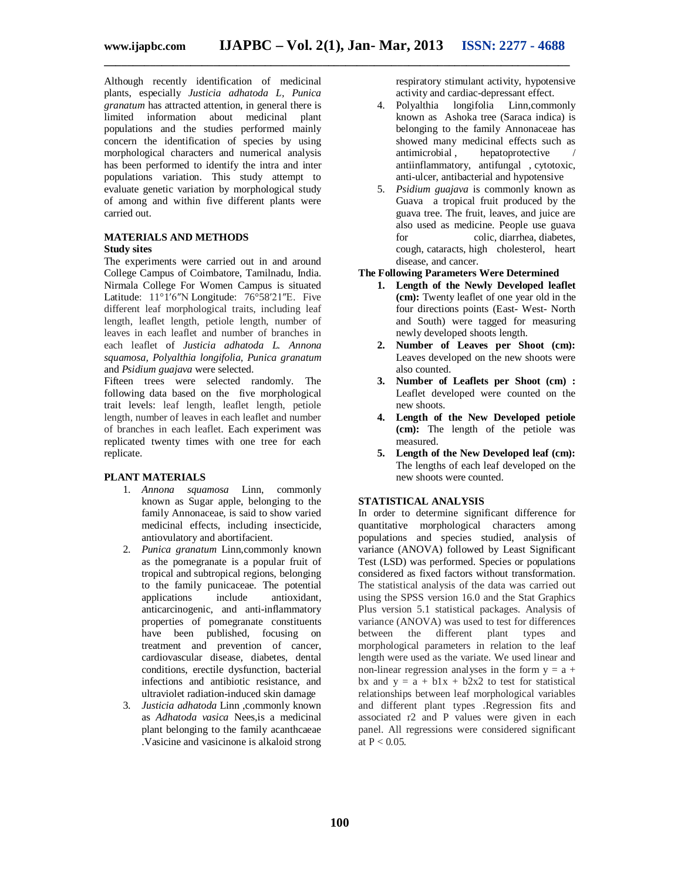Although recently identification of medicinal plants, especially *Justicia adhatoda L, Punica granatum* has attracted attention, in general there is limited information about medicinal plant populations and the studies performed mainly concern the identification of species by using morphological characters and numerical analysis has been performed to identify the intra and inter populations variation. This study attempt to evaluate genetic variation by morphological study of among and within five different plants were carried out.

## MATERIALS AND METHODS

### Study sites

The experiments were carried out in and around College Campus of Coimbatore, Tamilnadu, India. Nirmala College For Women Campus is situated Latitude: 11°1′6″N Longitude: 76°58′21″E. Five different leaf morphological traits, including leaf length, leaflet length, petiole length, number of leaves in each leaflet and number of branches in each leaflet of *Justicia adhatoda L. Annona squamosa, Polyalthia longifolia, Punica granatum* and *Psidium guajava* were selected.

Fifteen trees were selected randomly. The following data based on the five morphological trait levels: leaf length, leaflet length, petiole length, number of leaves in each leaflet and number of branches in each leaflet. Each experiment was replicated twenty times with one tree for each replicate.

## PLANT MATERIALS

1. *Annona squamosa* Linn, commonly known as Sugar apple, belonging to the family Annonaceae, is said to show varied medicinal effects, including insecticide, antiovulatory and abortifacient.
2. *Punica granatum* Linn,commonly known as the pomegranate is a popular fruit of tropical and subtropical regions, belonging to the family punicaceae. The potential applications include antioxidant, anticarcinogenic, and anti-inflammatory properties of pomegranate constituents have been published, focusing on treatment and prevention of cancer, cardiovascular disease, diabetes, dental conditions, erectile dysfunction, bacterial infections and antibiotic resistance, and ultraviolet radiation-induced skin damage
3. *Justicia adhatoda* Linn ,commonly known as *Adhatoda vasica* Nees,is a medicinal plant belonging to the family acanthcaeae .Vasicine and vasicinone is alkaloid strong respiratory stimulant activity, hypotensive activity and cardiac-depressant effect.
4. Polyalthia longifolia Linn,commonly known as Ashoka tree (Saraca indica) is belonging to the family Annonaceae has showed many medicinal effects such as antimicrobial , hepatoprotective / antiinflammatory, antifungal , cytotoxic, anti-ulcer, antibacterial and hypotensive
5. *Psidium guajava* is commonly known as Guava a tropical fruit produced by the guava tree. The fruit, leaves, and juice are also used as medicine. People use guava for colic, diarrhea, diabetes, cough, cataracts, high cholesterol, heart disease, and cancer.

### The Following Parameters Were Determined

1. **Length of the Newly Developed leaflet (cm):** Twenty leaflet of one year old in the four directions points (East- West- North and South) were tagged for measuring newly developed shoots length.
2. **Number of Leaves per Shoot (cm):** Leaves developed on the new shoots were also counted.
3. **Number of Leaflets per Shoot (cm) :** Leaflet developed were counted on the new shoots.
4. **Length of the New Developed petiole (cm):** The length of the petiole was measured.
5. **Length of the New Developed leaf (cm):** The lengths of each leaf developed on the new shoots were counted.

## STATISTICAL ANALYSIS

In order to determine significant difference for quantitative morphological characters among populations and species studied, analysis of variance (ANOVA) followed by Least Significant Test (LSD) was performed. Species or populations considered as fixed factors without transformation. The statistical analysis of the data was carried out using the SPSS version 16.0 and the Stat Graphics Plus version 5.1 statistical packages. Analysis of variance (ANOVA) was used to test for differences between the different plant types and morphological parameters in relation to the leaf length were used as the variate. We used linear and non-linear regression analyses in the form $y = a + bx$ and $y = a + b1x + b2x2$ to test for statistical relationships between leaf morphological variables and different plant types .Regression fits and associated r2 and P values were given in each panel. All regressions were considered significant at $P < 0.05$.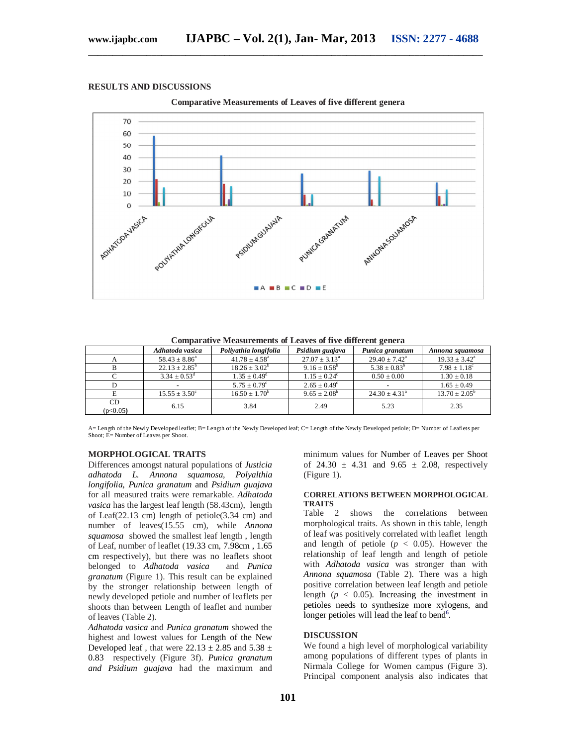## RESULTS AND DISCUSSIONS

**Comparative Measurements of Leaves of five different genera**

**Comparative Measurements of Leaves of five different genera**

| | *Adhatoda vasica* | *Poliyathia longifolia* | *Psidium guajava* | *Punica granatum* | *Annona squamosa* |
|---|---|---|---|---|---|
| A | 58.43 ± 8.86[a] | 41.78 ± 4.58[a] | 27.07 ± 3.13[a] | 29.40 ± 7.42[a] | 19.33 ± 3.42[a] |
| B | 22.13 ± 2.85[b] | 18.26 ± 3.02[b] | 9.16 ± 0.58[b] | 5.38 ± 0.83[b] | 7.98 ± 1.18[c] |
| C | 3.34 ± 0.53[d] | 1.35 ± 0.49[d] | 1.15 ± 0.24[c] | 0.50 ± 0.00 | 1.30 ± 0.18 |
| D | - | 5.75 ± 0.79[c] | 2.65 ± 0.49[c] | - | 1.65 ± 0.49 |
| E | 15.55 ± 3.50[c] | 16.50 ± 1.70[b] | 9.65 ± 2.08[b] | 24.30 ± 4.31[a] | 13.70 ± 2.05[b] |
| CD ($p<0.05$) | 6.15 | 3.84 | 2.49 | 5.23 | 2.35 |

A= Length of the Newly Developed leaflet; B= Length of the Newly Developed leaf; C= Length of the Newly Developed petiole; D= Number of Leaflets per Shoot; E= Number of Leaves per Shoot.

### MORPHOLOGICAL TRAITS

Differences amongst natural populations of *Justicia adhatoda L. Annona squamosa, Polyalthia longifolia, Punica granatum* and *Psidium guajava* for all measured traits were remarkable. *Adhatoda vasica* has the largest leaf length (58.43cm), length of Leaf(22.13 cm) length of petiole(3.34 cm) and number of leaves(15.55 cm), while *Annona squamosa* showed the smallest leaf length , length of Leaf, number of leaflet (19.33 cm, 7.98cm , 1.65 cm respectively), but there was no leaflets shoot belonged to *Adhatoda vasica* and *Punica granatum* (Figure 1). This result can be explained by the stronger relationship between length of newly developed petiole and number of leaflets per shoots than between Length of leaflet and number of leaves (Table 2).

*Adhatoda vasica* and *Punica granatum* showed the highest and lowest values for Length of the New Developed leaf , that were 22.13 ± 2.85 and 5.38 ± 0.83 respectively (Figure 3f). *Punica granatum and Psidium guajava* had the maximum and minimum values for Number of Leaves per Shoot of 24.30 ± 4.31 and 9.65 ± 2.08, respectively (Figure 1).

### CORRELATIONS BETWEEN MORPHOLOGICAL TRAITS

Table 2 shows the correlations between morphological traits. As shown in this table, length of leaf was positively correlated with leaflet length and length of petiole ($p < 0.05$). However the relationship of leaf length and length of petiole with *Adhatoda vasica* was stronger than with *Annona squamosa* (Table 2). There was a high positive correlation between leaf length and petiole length ($p < 0.05$). Increasing the investment in petioles needs to synthesize more xylogens, and longer petioles will lead the leaf to bend[6].

### DISCUSSION

We found a high level of morphological variability among populations of different types of plants in Nirmala College for Women campus (Figure 3). Principal component analysis also indicates that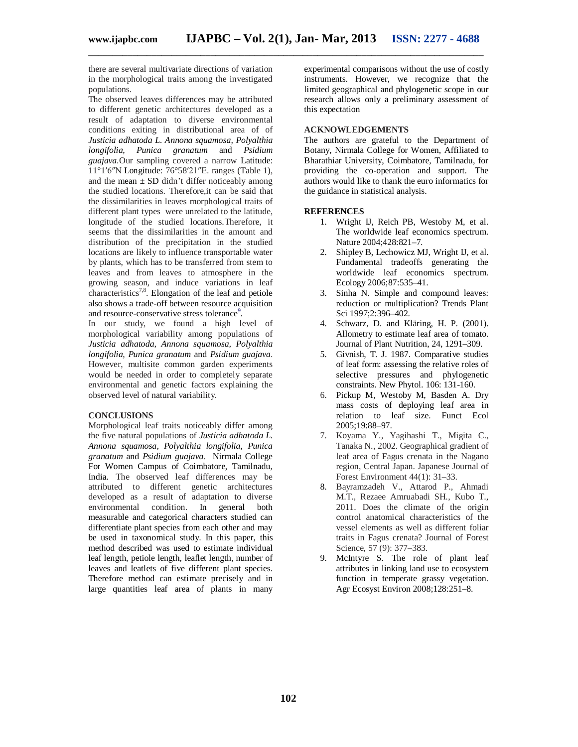there are several multivariate directions of variation in the morphological traits among the investigated populations.

The observed leaves differences may be attributed to different genetic architectures developed as a result of adaptation to diverse environmental conditions exiting in distributional area of of *Justicia adhatoda L. Annona squamosa, Polyalthia longifolia, Punica granatum* and *Psidium guajava*.Our sampling covered a narrow Latitude: 11°1′6″N Longitude: 76°58′21″E. ranges (Table 1), and the mean ± SD didn't differ noticeably among the studied locations. Therefore,it can be said that the dissimilarities in leaves morphological traits of different plant types were unrelated to the latitude, longitude of the studied locations.Therefore, it seems that the dissimilarities in the amount and distribution of the precipitation in the studied locations are likely to influence transportable water by plants, which has to be transferred from stem to leaves and from leaves to atmosphere in the growing season, and induce variations in leaf characteristics[7,8]. Elongation of the leaf and petiole also shows a trade-off between resource acquisition and resource-conservative stress tolerance[9].

In our study, we found a high level of morphological variability among populations of *Justicia adhatoda, Annona squamosa, Polyalthia longifolia, Punica granatum* and *Psidium guajava*. However, multisite common garden experiments would be needed in order to completely separate environmental and genetic factors explaining the observed level of natural variability.

## CONCLUSIONS

Morphological leaf traits noticeably differ among the five natural populations of *Justicia adhatoda L. Annona squamosa, Polyalthia longifolia, Punica granatum* and *Psidium guajava*. Nirmala College For Women Campus of Coimbatore, Tamilnadu, India. The observed leaf differences may be attributed to different genetic architectures developed as a result of adaptation to diverse environmental condition. In general both measurable and categorical characters studied can differentiate plant species from each other and may be used in taxonomical study. In this paper, this method described was used to estimate individual leaf length, petiole length, leaflet length, number of leaves and leatlets of five different plant species. Therefore method can estimate precisely and in large quantities leaf area of plants in many experimental comparisons without the use of costly instruments. However, we recognize that the limited geographical and phylogenetic scope in our research allows only a preliminary assessment of this expectation

## ACKNOWLEDGEMENTS

The authors are grateful to the Department of Botany, Nirmala College for Women, Affiliated to Bharathiar University, Coimbatore, Tamilnadu, for providing the co-operation and support. The authors would like to thank the euro informatics for the guidance in statistical analysis.

## REFERENCES

1. Wright IJ, Reich PB, Westoby M, et al. The worldwide leaf economics spectrum. Nature 2004;428:821–7.
2. Shipley B, Lechowicz MJ, Wright IJ, et al. Fundamental tradeoffs generating the worldwide leaf economics spectrum. Ecology 2006;87:535–41.
3. Sinha N. Simple and compound leaves: reduction or multiplication? Trends Plant Sci 1997;2:396–402.
4. Schwarz, D. and Kläring, H. P. (2001). Allometry to estimate leaf area of tomato. Journal of Plant Nutrition, 24, 1291–309.
5. Givnish, T. J. 1987. Comparative studies of leaf form: assessing the relative roles of selective pressures and phylogenetic constraints. New Phytol. 106: 131-160.
6. Pickup M, Westoby M, Basden A. Dry mass costs of deploying leaf area in relation to leaf size. Funct Ecol 2005;19:88–97.
7. Koyama Y., Yagihashi T., Migita C., Tanaka N., 2002. Geographical gradient of leaf area of Fagus crenata in the Nagano region, Central Japan. Japanese Journal of Forest Environment 44(1): 31–33.
8. Bayramzadeh V., Attarod P., Ahmadi M.T., Rezaee Amruabadi SH., Kubo T., 2011. Does the climate of the origin control anatomical characteristics of the vessel elements as well as different foliar traits in Fagus crenata? Journal of Forest Science, 57 (9): 377–383.
9. McIntyre S. The role of plant leaf attributes in linking land use to ecosystem function in temperate grassy vegetation. Agr Ecosyst Environ 2008;128:251–8.